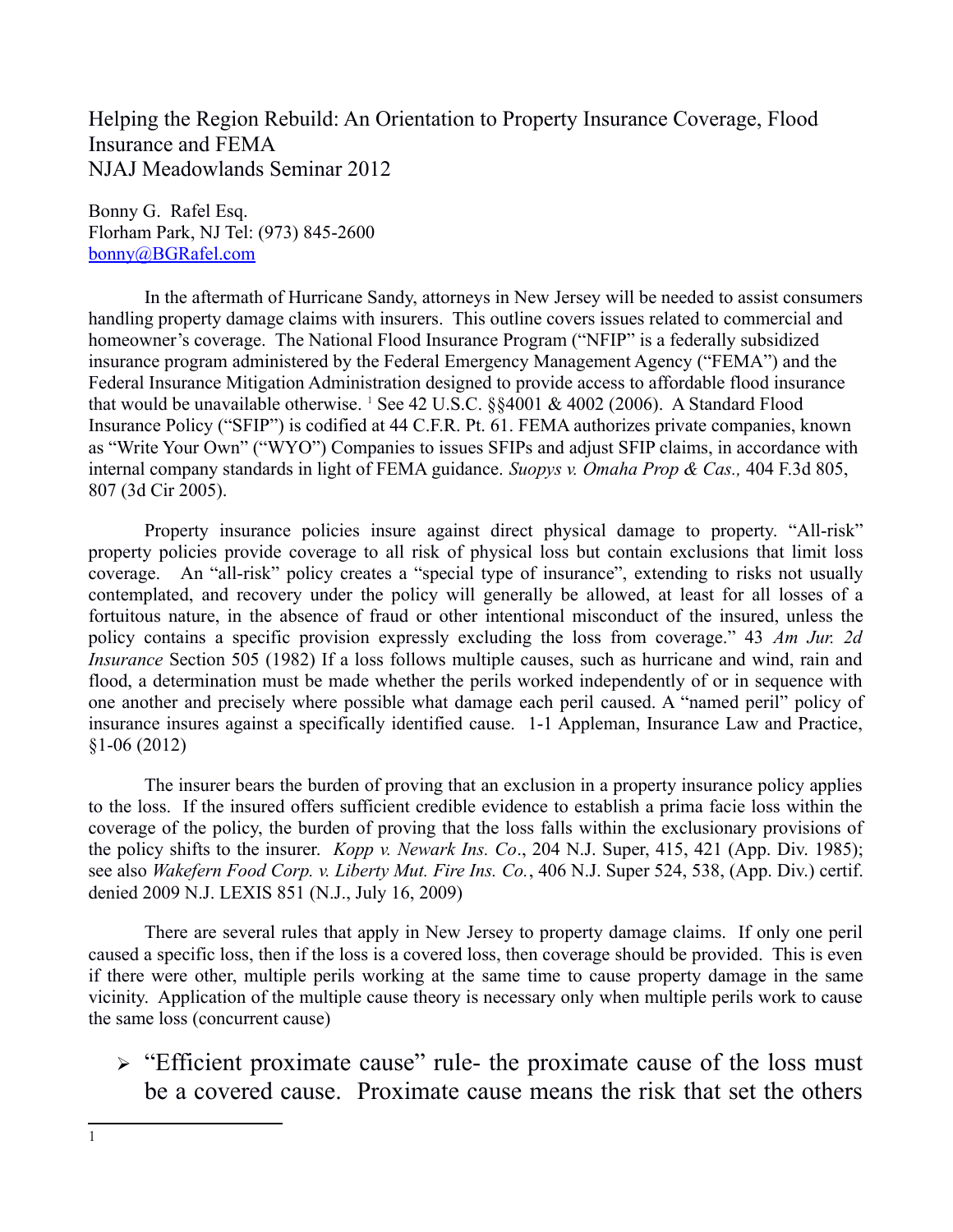Helping the Region Rebuild: An Orientation to Property Insurance Coverage, Flood Insurance and FEMA
NJAJ Meadowlands Seminar 2012

Bonny G. Rafel Esq.
Florham Park, NJ Tel: (973) 845-2600
bonny@BGRafel.com

In the aftermath of Hurricane Sandy, attorneys in New Jersey will be needed to assist consumers handling property damage claims with insurers. This outline covers issues related to commercial and homeowner's coverage. The National Flood Insurance Program ("NFIP" is a federally subsidized insurance program administered by the Federal Emergency Management Agency ("FEMA") and the Federal Insurance Mitigation Administration designed to provide access to affordable flood insurance that would be unavailable otherwise. [1] See 42 U.S.C. §§4001 & 4002 (2006). A Standard Flood Insurance Policy ("SFIP") is codified at 44 C.F.R. Pt. 61. FEMA authorizes private companies, known as "Write Your Own" ("WYO") Companies to issues SFIPs and adjust SFIP claims, in accordance with internal company standards in light of FEMA guidance. *Suopys v. Omaha Prop & Cas.,* 404 F.3d 805, 807 (3d Cir 2005).

Property insurance policies insure against direct physical damage to property. "All-risk" property policies provide coverage to all risk of physical loss but contain exclusions that limit loss coverage. An "all-risk" policy creates a "special type of insurance", extending to risks not usually contemplated, and recovery under the policy will generally be allowed, at least for all losses of a fortuitous nature, in the absence of fraud or other intentional misconduct of the insured, unless the policy contains a specific provision expressly excluding the loss from coverage." 43 *Am Jur. 2d Insurance* Section 505 (1982) If a loss follows multiple causes, such as hurricane and wind, rain and flood, a determination must be made whether the perils worked independently of or in sequence with one another and precisely where possible what damage each peril caused. A "named peril" policy of insurance insures against a specifically identified cause. 1-1 Appleman, Insurance Law and Practice, §1-06 (2012)

The insurer bears the burden of proving that an exclusion in a property insurance policy applies to the loss. If the insured offers sufficient credible evidence to establish a prima facie loss within the coverage of the policy, the burden of proving that the loss falls within the exclusionary provisions of the policy shifts to the insurer. *Kopp v. Newark Ins. Co*., 204 N.J. Super, 415, 421 (App. Div. 1985); see also *Wakefern Food Corp. v. Liberty Mut. Fire Ins. Co.*, 406 N.J. Super 524, 538, (App. Div.) certif. denied 2009 N.J. LEXIS 851 (N.J., July 16, 2009)

There are several rules that apply in New Jersey to property damage claims. If only one peril caused a specific loss, then if the loss is a covered loss, then coverage should be provided. This is even if there were other, multiple perils working at the same time to cause property damage in the same vicinity. Application of the multiple cause theory is necessary only when multiple perils work to cause the same loss (concurrent cause)

- "Efficient proximate cause" rule- the proximate cause of the loss must be a covered cause. Proximate cause means the risk that set the others

[1]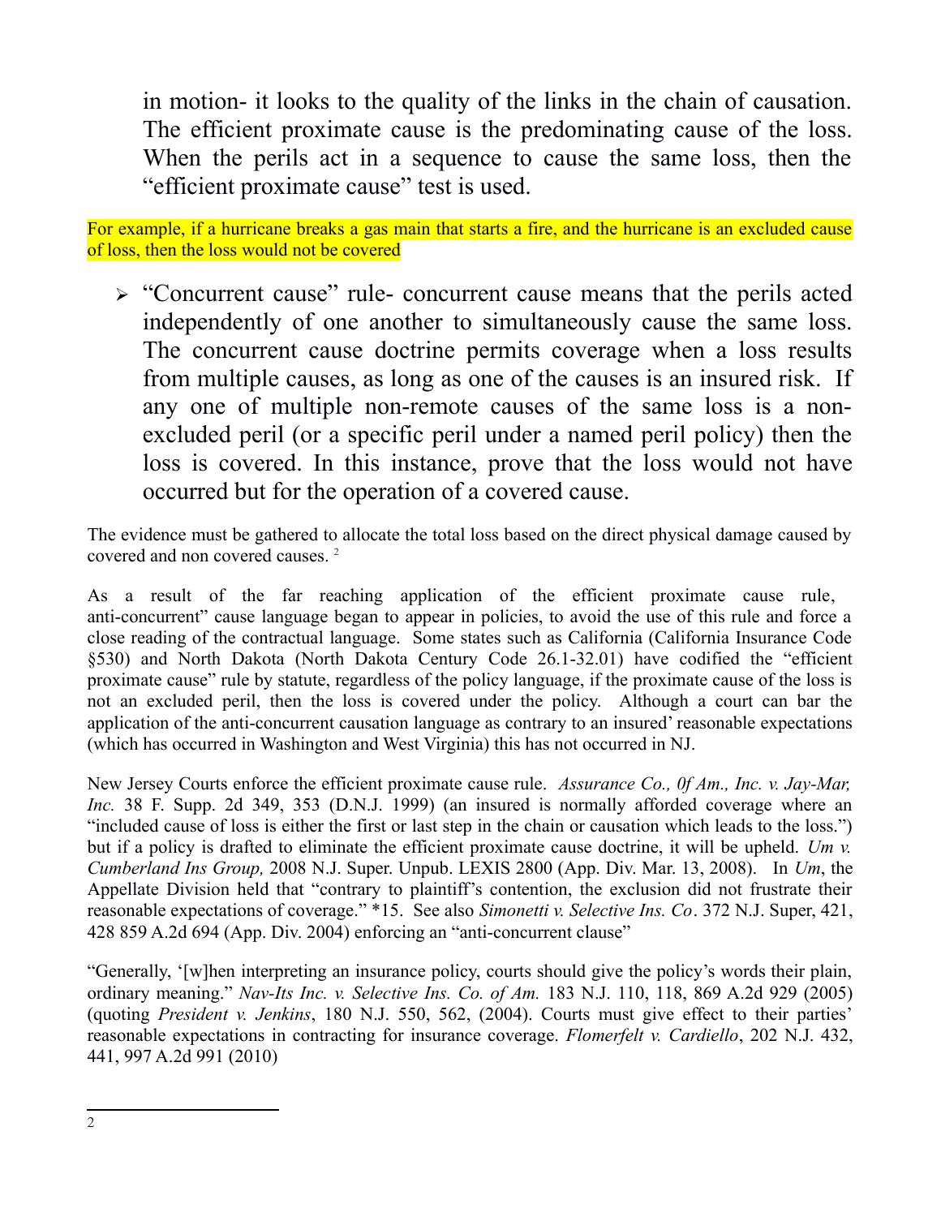in motion- it looks to the quality of the links in the chain of causation. The efficient proximate cause is the predominating cause of the loss. When the perils act in a sequence to cause the same loss, then the "efficient proximate cause" test is used.

For example, if a hurricane breaks a gas main that starts a fire, and the hurricane is an excluded cause of loss, then the loss would not be covered

- "Concurrent cause" rule- concurrent cause means that the perils acted independently of one another to simultaneously cause the same loss. The concurrent cause doctrine permits coverage when a loss results from multiple causes, as long as one of the causes is an insured risk. If any one of multiple non-remote causes of the same loss is a non-excluded peril (or a specific peril under a named peril policy) then the loss is covered. In this instance, prove that the loss would not have occurred but for the operation of a covered cause.

The evidence must be gathered to allocate the total loss based on the direct physical damage caused by covered and non covered causes. [2]

As a result of the far reaching application of the efficient proximate cause rule, anti-concurrent" cause language began to appear in policies, to avoid the use of this rule and force a close reading of the contractual language. Some states such as California (California Insurance Code §530) and North Dakota (North Dakota Century Code 26.1-32.01) have codified the "efficient proximate cause" rule by statute, regardless of the policy language, if the proximate cause of the loss is not an excluded peril, then the loss is covered under the policy. Although a court can bar the application of the anti-concurrent causation language as contrary to an insured' reasonable expectations (which has occurred in Washington and West Virginia) this has not occurred in NJ.

New Jersey Courts enforce the efficient proximate cause rule. *Assurance Co., 0f Am., Inc. v. Jay-Mar, Inc.* 38 F. Supp. 2d 349, 353 (D.N.J. 1999) (an insured is normally afforded coverage where an "included cause of loss is either the first or last step in the chain or causation which leads to the loss.") but if a policy is drafted to eliminate the efficient proximate cause doctrine, it will be upheld. *Um v. Cumberland Ins Group,* 2008 N.J. Super. Unpub. LEXIS 2800 (App. Div. Mar. 13, 2008). In *Um*, the Appellate Division held that "contrary to plaintiff's contention, the exclusion did not frustrate their reasonable expectations of coverage." *15. See also *Simonetti v. Selective Ins. Co*. 372 N.J. Super, 421, 428 859 A.2d 694 (App. Div. 2004) enforcing an "anti-concurrent clause"

"Generally, '[w]hen interpreting an insurance policy, courts should give the policy's words their plain, ordinary meaning." *Nav-Its Inc. v. Selective Ins. Co. of Am.* 183 N.J. 110, 118, 869 A.2d 929 (2005) (quoting *President v. Jenkins*, 180 N.J. 550, 562, (2004). Courts must give effect to their parties' reasonable expectations in contracting for insurance coverage. *Flomerfelt v. Cardiello*, 202 N.J. 432, 441, 997 A.2d 991 (2010)

---

2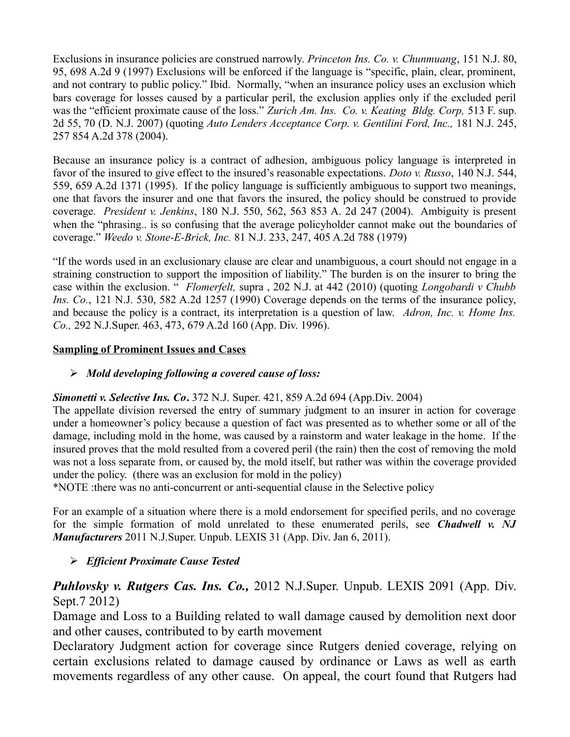Exclusions in insurance policies are construed narrowly. *Princeton Ins. Co. v. Chunmuang*, 151 N.J. 80, 95, 698 A.2d 9 (1997) Exclusions will be enforced if the language is "specific, plain, clear, prominent, and not contrary to public policy." Ibid. Normally, "when an insurance policy uses an exclusion which bars coverage for losses caused by a particular peril, the exclusion applies only if the excluded peril was the "efficient proximate cause of the loss." *Zurich Am. Ins. Co. v. Keating Bldg. Corp,* 513 F. sup. 2d 55, 70 (D. N.J. 2007) (quoting *Auto Lenders Acceptance Corp. v. Gentilini Ford, Inc.,* 181 N.J. 245, 257 854 A.2d 378 (2004).

Because an insurance policy is a contract of adhesion, ambiguous policy language is interpreted in favor of the insured to give effect to the insured's reasonable expectations. *Doto v. Russo*, 140 N.J. 544, 559, 659 A.2d 1371 (1995). If the policy language is sufficiently ambiguous to support two meanings, one that favors the insurer and one that favors the insured, the policy should be construed to provide coverage. *President v. Jenkins*, 180 N.J. 550, 562, 563 853 A. 2d 247 (2004). Ambiguity is present when the "phrasing.. is so confusing that the average policyholder cannot make out the boundaries of coverage." *Weedo v. Stone-E-Brick, Inc.* 81 N.J. 233, 247, 405 A.2d 788 (1979)

"If the words used in an exclusionary clause are clear and unambiguous, a court should not engage in a straining construction to support the imposition of liability." The burden is on the insurer to bring the case within the exclusion. " *Flomerfelt,* supra , 202 N.J. at 442 (2010) (quoting *Longobardi v Chubb Ins. Co.*, 121 N.J. 530, 582 A.2d 1257 (1990) Coverage depends on the terms of the insurance policy, and because the policy is a contract, its interpretation is a question of law. *Adron, Inc. v. Home Ins. Co.,* 292 N.J.Super. 463, 473, 679 A.2d 160 (App. Div. 1996).

**<u>Sampling of Prominent Issues and Cases</u>**

- ***Mold developing following a covered cause of loss:***

***Simonetti v. Selective Ins. Co*.** 372 N.J. Super. 421, 859 A.2d 694 (App.Div. 2004)
The appellate division reversed the entry of summary judgment to an insurer in action for coverage under a homeowner's policy because a question of fact was presented as to whether some or all of the damage, including mold in the home, was caused by a rainstorm and water leakage in the home. If the insured proves that the mold resulted from a covered peril (the rain) then the cost of removing the mold was not a loss separate from, or caused by, the mold itself, but rather was within the coverage provided under the policy. (there was an exclusion for mold in the policy)
*NOTE :there was no anti-concurrent or anti-sequential clause in the Selective policy

For an example of a situation where there is a mold endorsement for specified perils, and no coverage for the simple formation of mold unrelated to these enumerated perils, see ***Chadwell v. NJ Manufacturers*** 2011 N.J.Super. Unpub. LEXIS 31 (App. Div. Jan 6, 2011).

- ***Efficient Proximate Cause Tested***

***Puhlovsky v. Rutgers Cas. Ins. Co.,*** 2012 N.J.Super. Unpub. LEXIS 2091 (App. Div. Sept.7 2012)
Damage and Loss to a Building related to wall damage caused by demolition next door and other causes, contributed to by earth movement
Declaratory Judgment action for coverage since Rutgers denied coverage, relying on certain exclusions related to damage caused by ordinance or Laws as well as earth movements regardless of any other cause. On appeal, the court found that Rutgers had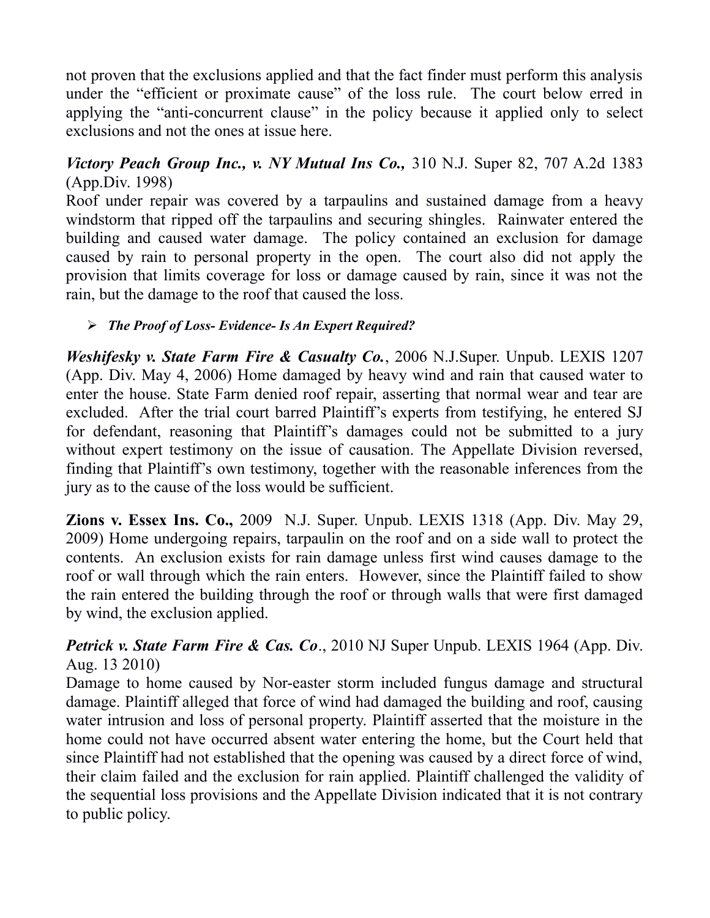not proven that the exclusions applied and that the fact finder must perform this analysis under the "efficient or proximate cause" of the loss rule. The court below erred in applying the "anti-concurrent clause" in the policy because it applied only to select exclusions and not the ones at issue here.

***Victory Peach Group Inc., v. NY Mutual Ins Co.,*** 310 N.J. Super 82, 707 A.2d 1383 (App.Div. 1998)
Roof under repair was covered by a tarpaulins and sustained damage from a heavy windstorm that ripped off the tarpaulins and securing shingles. Rainwater entered the building and caused water damage. The policy contained an exclusion for damage caused by rain to personal property in the open. The court also did not apply the provision that limits coverage for loss or damage caused by rain, since it was not the rain, but the damage to the roof that caused the loss.

- ***The Proof of Loss- Evidence- Is An Expert Required?***

***Weshifesky v. State Farm Fire & Casualty Co.***, 2006 N.J.Super. Unpub. LEXIS 1207 (App. Div. May 4, 2006) Home damaged by heavy wind and rain that caused water to enter the house. State Farm denied roof repair, asserting that normal wear and tear are excluded. After the trial court barred Plaintiff's experts from testifying, he entered SJ for defendant, reasoning that Plaintiff's damages could not be submitted to a jury without expert testimony on the issue of causation. The Appellate Division reversed, finding that Plaintiff's own testimony, together with the reasonable inferences from the jury as to the cause of the loss would be sufficient.

**Zions v. Essex Ins. Co.,** 2009 N.J. Super. Unpub. LEXIS 1318 (App. Div. May 29, 2009) Home undergoing repairs, tarpaulin on the roof and on a side wall to protect the contents. An exclusion exists for rain damage unless first wind causes damage to the roof or wall through which the rain enters. However, since the Plaintiff failed to show the rain entered the building through the roof or through walls that were first damaged by wind, the exclusion applied.

***Petrick v. State Farm Fire & Cas. Co***., 2010 NJ Super Unpub. LEXIS 1964 (App. Div. Aug. 13 2010)
Damage to home caused by Nor-easter storm included fungus damage and structural damage. Plaintiff alleged that force of wind had damaged the building and roof, causing water intrusion and loss of personal property. Plaintiff asserted that the moisture in the home could not have occurred absent water entering the home, but the Court held that since Plaintiff had not established that the opening was caused by a direct force of wind, their claim failed and the exclusion for rain applied. Plaintiff challenged the validity of the sequential loss provisions and the Appellate Division indicated that it is not contrary to public policy.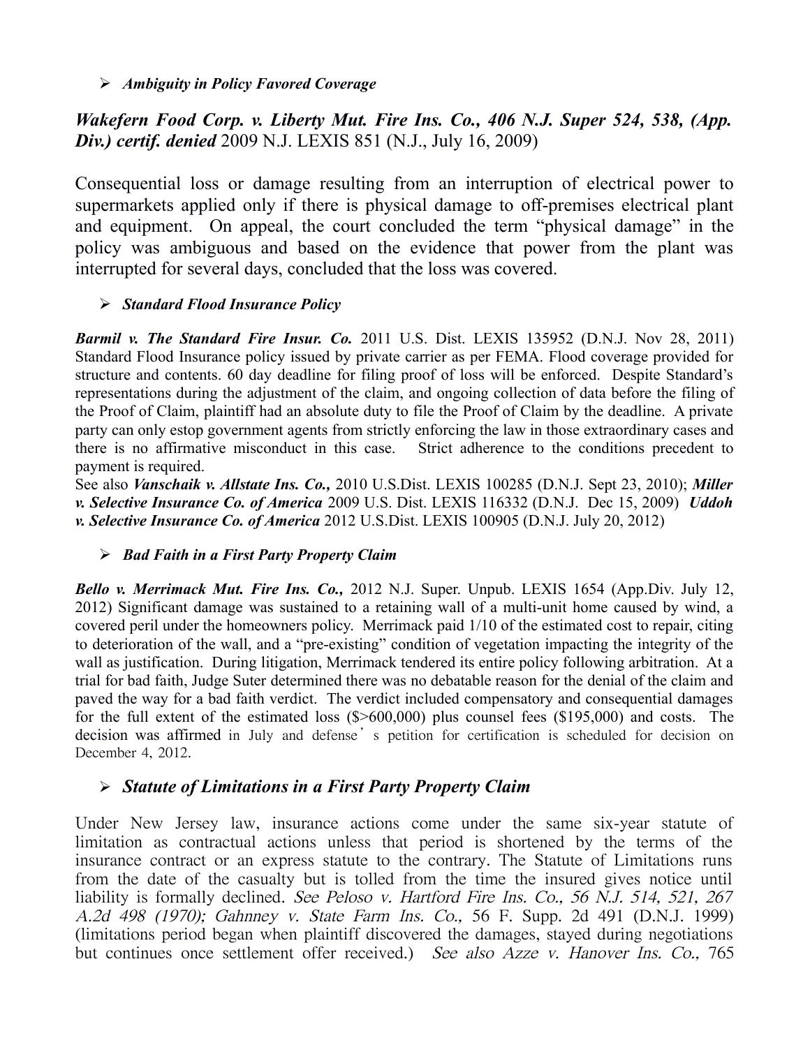- ***Ambiguity in Policy Favored Coverage***

***Wakefern Food Corp. v. Liberty Mut. Fire Ins. Co., 406 N.J. Super 524, 538, (App. Div.) certif. denied*** 2009 N.J. LEXIS 851 (N.J., July 16, 2009)

Consequential loss or damage resulting from an interruption of electrical power to supermarkets applied only if there is physical damage to off-premises electrical plant and equipment. On appeal, the court concluded the term "physical damage" in the policy was ambiguous and based on the evidence that power from the plant was interrupted for several days, concluded that the loss was covered.

- ***Standard Flood Insurance Policy***

***Barmil v. The Standard Fire Insur. Co.*** 2011 U.S. Dist. LEXIS 135952 (D.N.J. Nov 28, 2011) Standard Flood Insurance policy issued by private carrier as per FEMA. Flood coverage provided for structure and contents. 60 day deadline for filing proof of loss will be enforced. Despite Standard's representations during the adjustment of the claim, and ongoing collection of data before the filing of the Proof of Claim, plaintiff had an absolute duty to file the Proof of Claim by the deadline. A private party can only estop government agents from strictly enforcing the law in those extraordinary cases and there is no affirmative misconduct in this case. Strict adherence to the conditions precedent to payment is required.
See also ***Vanschaik v. Allstate Ins. Co.,*** 2010 U.S.Dist. LEXIS 100285 (D.N.J. Sept 23, 2010); ***Miller v. Selective Insurance Co. of America*** 2009 U.S. Dist. LEXIS 116332 (D.N.J. Dec 15, 2009) ***Uddoh v. Selective Insurance Co. of America*** 2012 U.S.Dist. LEXIS 100905 (D.N.J. July 20, 2012)

- ***Bad Faith in a First Party Property Claim***

***Bello v. Merrimack Mut. Fire Ins. Co.,*** 2012 N.J. Super. Unpub. LEXIS 1654 (App.Div. July 12, 2012) Significant damage was sustained to a retaining wall of a multi-unit home caused by wind, a covered peril under the homeowners policy. Merrimack paid 1/10 of the estimated cost to repair, citing to deterioration of the wall, and a "pre-existing" condition of vegetation impacting the integrity of the wall as justification. During litigation, Merrimack tendered its entire policy following arbitration. At a trial for bad faith, Judge Suter determined there was no debatable reason for the denial of the claim and paved the way for a bad faith verdict. The verdict included compensatory and consequential damages for the full extent of the estimated loss ($>600,000) plus counsel fees ($195,000) and costs. The decision was affirmed in July and defense's petition for certification is scheduled for decision on December 4, 2012.

- ***Statute of Limitations in a First Party Property Claim***

Under New Jersey law, insurance actions come under the same six-year statute of limitation as contractual actions unless that period is shortened by the terms of the insurance contract or an express statute to the contrary. The Statute of Limitations runs from the date of the casualty but is tolled from the time the insured gives notice until liability is formally declined. *See Peloso v. Hartford Fire Ins. Co., 56 N.J. 514, 521, 267 A.2d 498 (1970); Gahnney v. State Farm Ins. Co.,* 56 F. Supp. 2d 491 (D.N.J. 1999) (limitations period began when plaintiff discovered the damages, stayed during negotiations but continues once settlement offer received.) *See also Azze v. Hanover Ins. Co.,* 765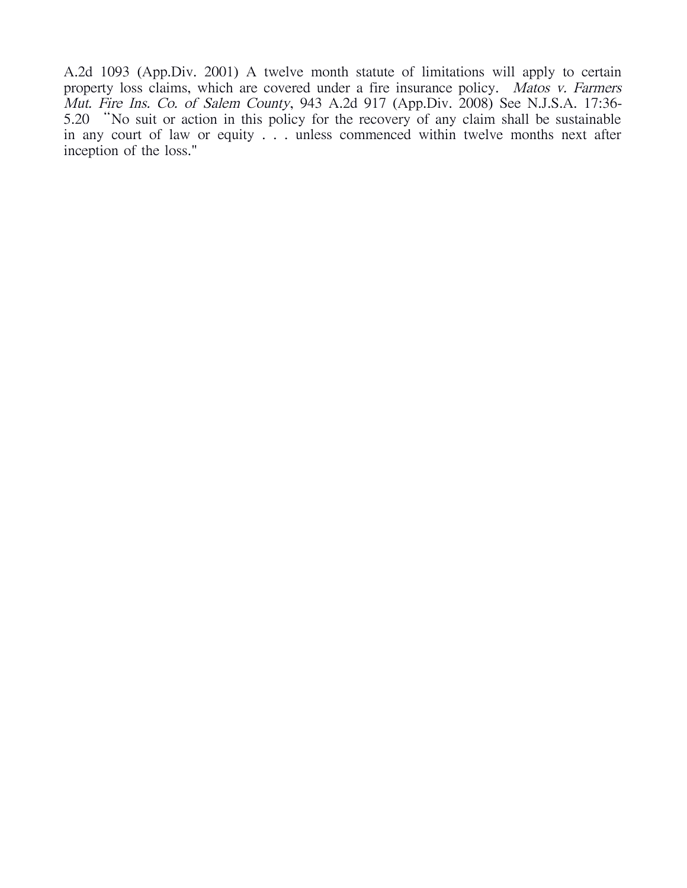A.2d 1093 (App.Div. 2001) A twelve month statute of limitations will apply to certain property loss claims, which are covered under a fire insurance policy. *Matos v. Farmers Mut. Fire Ins. Co. of Salem County*, 943 A.2d 917 (App.Div. 2008) See N.J.S.A. 17:36-5.20 "No suit or action in this policy for the recovery of any claim shall be sustainable in any court of law or equity . . . unless commenced within twelve months next after inception of the loss."